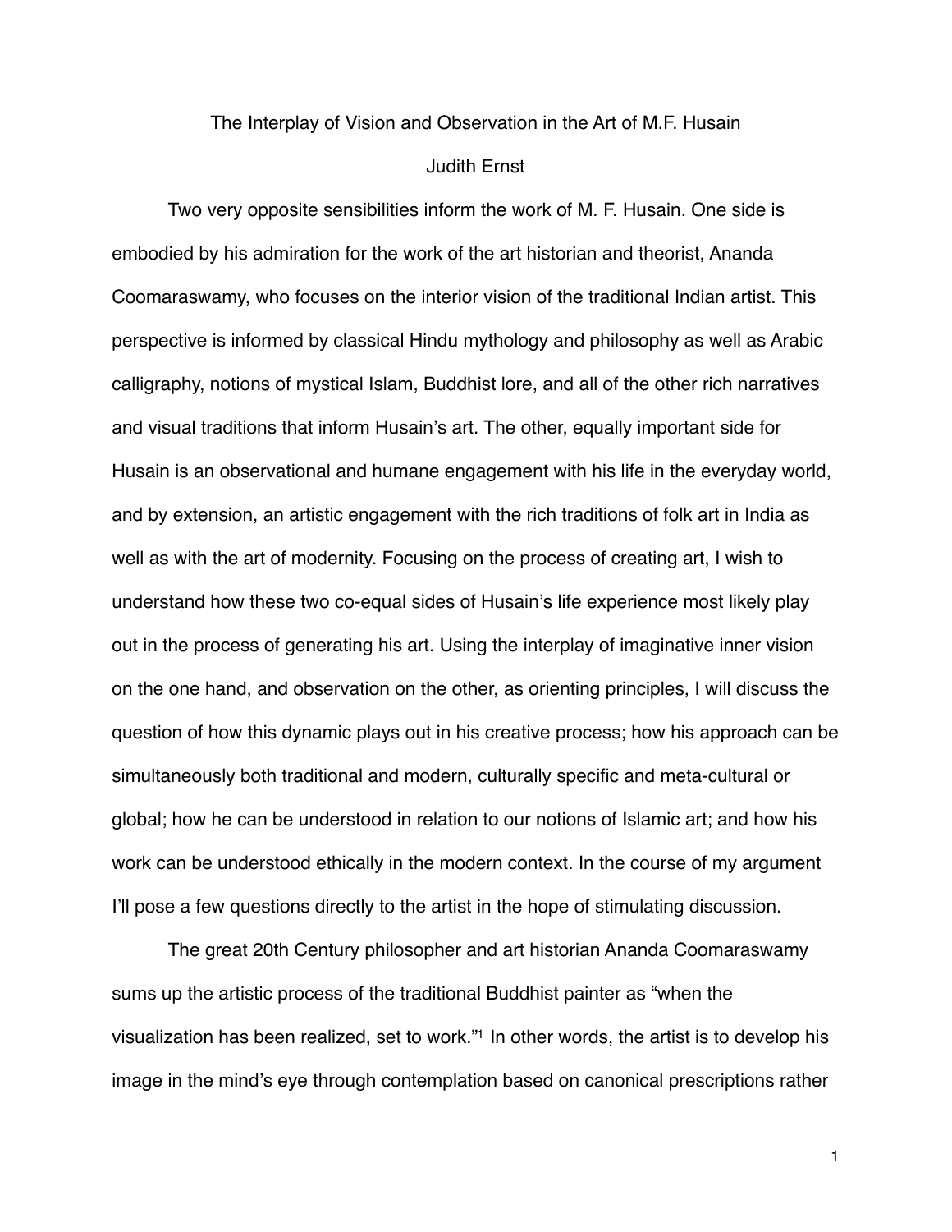# The Interplay of Vision and Observation in the Art of M.F. Husain

Judith Ernst

Two very opposite sensibilities inform the work of M. F. Husain. One side is embodied by his admiration for the work of the art historian and theorist, Ananda Coomaraswamy, who focuses on the interior vision of the traditional Indian artist. This perspective is informed by classical Hindu mythology and philosophy as well as Arabic calligraphy, notions of mystical Islam, Buddhist lore, and all of the other rich narratives and visual traditions that inform Husain's art. The other, equally important side for Husain is an observational and humane engagement with his life in the everyday world, and by extension, an artistic engagement with the rich traditions of folk art in India as well as with the art of modernity. Focusing on the process of creating art, I wish to understand how these two co-equal sides of Husain's life experience most likely play out in the process of generating his art. Using the interplay of imaginative inner vision on the one hand, and observation on the other, as orienting principles, I will discuss the question of how this dynamic plays out in his creative process; how his approach can be simultaneously both traditional and modern, culturally specific and meta-cultural or global; how he can be understood in relation to our notions of Islamic art; and how his work can be understood ethically in the modern context. In the course of my argument I'll pose a few questions directly to the artist in the hope of stimulating discussion.

The great 20th Century philosopher and art historian Ananda Coomaraswamy sums up the artistic process of the traditional Buddhist painter as "when the visualization has been realized, set to work."[1] In other words, the artist is to develop his image in the mind's eye through contemplation based on canonical prescriptions rather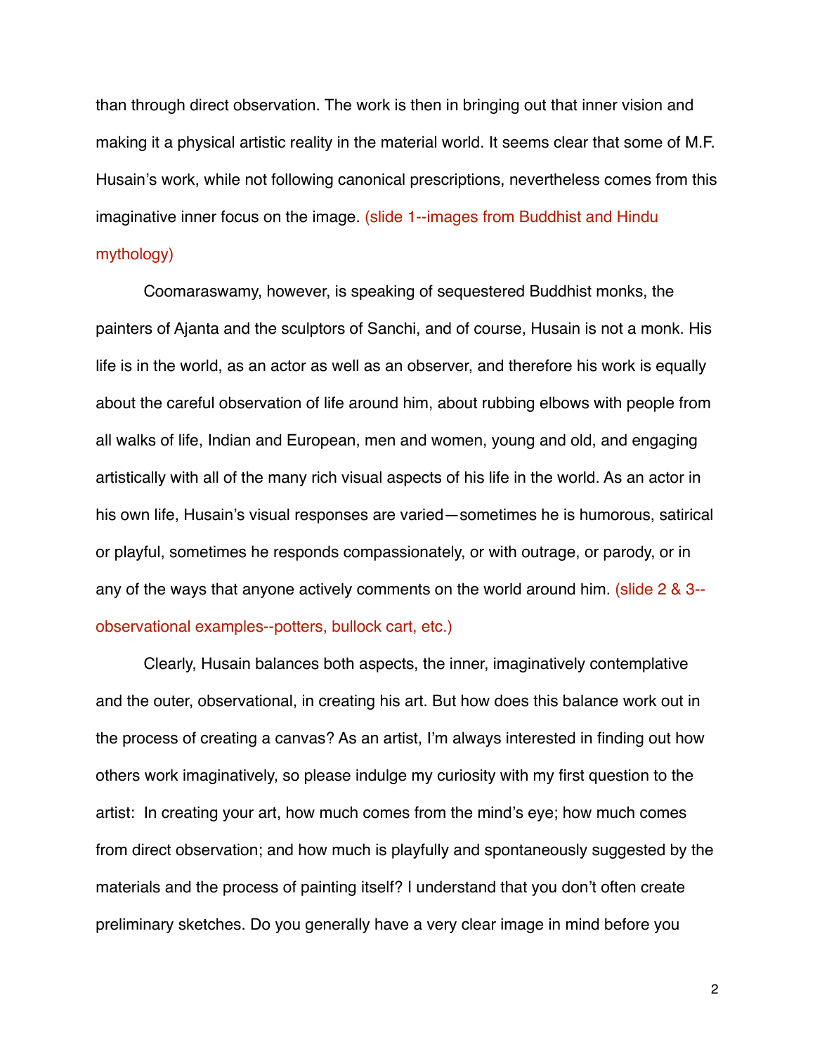than through direct observation. The work is then in bringing out that inner vision and making it a physical artistic reality in the material world. It seems clear that some of M.F. Husain's work, while not following canonical prescriptions, nevertheless comes from this imaginative inner focus on the image. (slide 1--images from Buddhist and Hindu mythology)

Coomaraswamy, however, is speaking of sequestered Buddhist monks, the painters of Ajanta and the sculptors of Sanchi, and of course, Husain is not a monk. His life is in the world, as an actor as well as an observer, and therefore his work is equally about the careful observation of life around him, about rubbing elbows with people from all walks of life, Indian and European, men and women, young and old, and engaging artistically with all of the many rich visual aspects of his life in the world. As an actor in his own life, Husain's visual responses are varied—sometimes he is humorous, satirical or playful, sometimes he responds compassionately, or with outrage, or parody, or in any of the ways that anyone actively comments on the world around him. (slide 2 & 3--observational examples--potters, bullock cart, etc.)

Clearly, Husain balances both aspects, the inner, imaginatively contemplative and the outer, observational, in creating his art. But how does this balance work out in the process of creating a canvas? As an artist, I'm always interested in finding out how others work imaginatively, so please indulge my curiosity with my first question to the artist: In creating your art, how much comes from the mind's eye; how much comes from direct observation; and how much is playfully and spontaneously suggested by the materials and the process of painting itself? I understand that you don't often create preliminary sketches. Do you generally have a very clear image in mind before you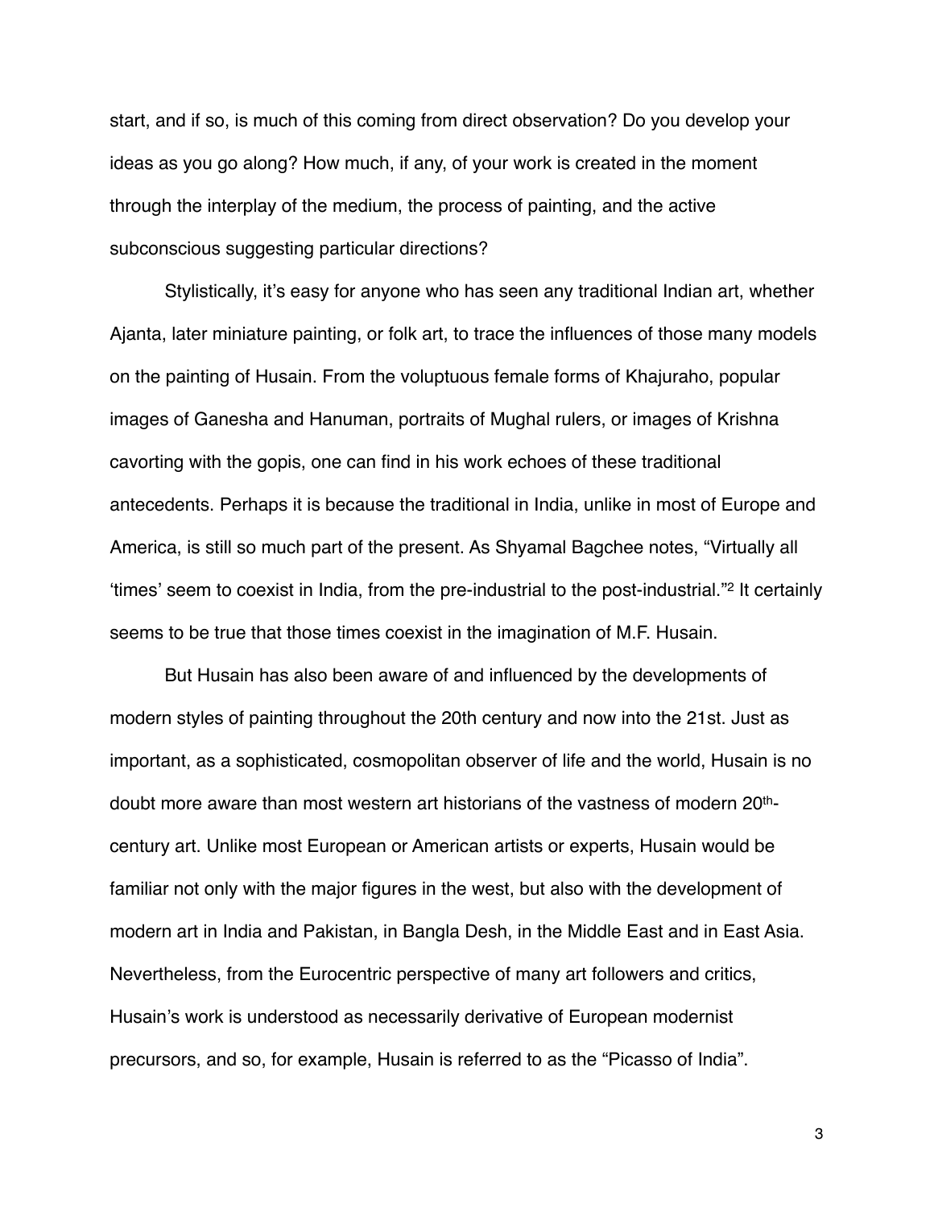start, and if so, is much of this coming from direct observation? Do you develop your ideas as you go along? How much, if any, of your work is created in the moment through the interplay of the medium, the process of painting, and the active subconscious suggesting particular directions?

Stylistically, it's easy for anyone who has seen any traditional Indian art, whether Ajanta, later miniature painting, or folk art, to trace the influences of those many models on the painting of Husain. From the voluptuous female forms of Khajuraho, popular images of Ganesha and Hanuman, portraits of Mughal rulers, or images of Krishna cavorting with the gopis, one can find in his work echoes of these traditional antecedents. Perhaps it is because the traditional in India, unlike in most of Europe and America, is still so much part of the present. As Shyamal Bagchee notes, "Virtually all 'times' seem to coexist in India, from the pre-industrial to the post-industrial."[2] It certainly seems to be true that those times coexist in the imagination of M.F. Husain.

But Husain has also been aware of and influenced by the developments of modern styles of painting throughout the 20th century and now into the 21st. Just as important, as a sophisticated, cosmopolitan observer of life and the world, Husain is no doubt more aware than most western art historians of the vastness of modern 20th-century art. Unlike most European or American artists or experts, Husain would be familiar not only with the major figures in the west, but also with the development of modern art in India and Pakistan, in Bangla Desh, in the Middle East and in East Asia. Nevertheless, from the Eurocentric perspective of many art followers and critics, Husain's work is understood as necessarily derivative of European modernist precursors, and so, for example, Husain is referred to as the "Picasso of India".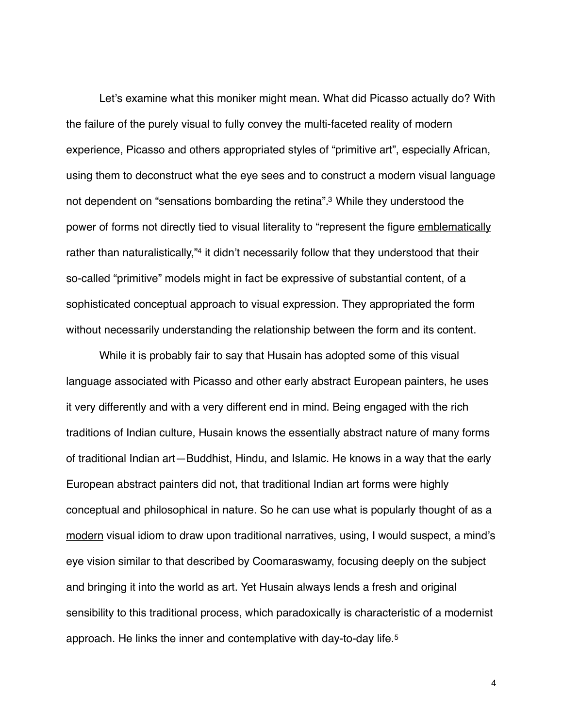Let's examine what this moniker might mean. What did Picasso actually do? With the failure of the purely visual to fully convey the multi-faceted reality of modern experience, Picasso and others appropriated styles of "primitive art", especially African, using them to deconstruct what the eye sees and to construct a modern visual language not dependent on "sensations bombarding the retina".[3] While they understood the power of forms not directly tied to visual literality to "represent the figure <u>emblematically</u> rather than naturalistically,"[4] it didn't necessarily follow that they understood that their so-called "primitive" models might in fact be expressive of substantial content, of a sophisticated conceptual approach to visual expression. They appropriated the form without necessarily understanding the relationship between the form and its content.

While it is probably fair to say that Husain has adopted some of this visual language associated with Picasso and other early abstract European painters, he uses it very differently and with a very different end in mind. Being engaged with the rich traditions of Indian culture, Husain knows the essentially abstract nature of many forms of traditional Indian art—Buddhist, Hindu, and Islamic. He knows in a way that the early European abstract painters did not, that traditional Indian art forms were highly conceptual and philosophical in nature. So he can use what is popularly thought of as a <u>modern</u> visual idiom to draw upon traditional narratives, using, I would suspect, a mind's eye vision similar to that described by Coomaraswamy, focusing deeply on the subject and bringing it into the world as art. Yet Husain always lends a fresh and original sensibility to this traditional process, which paradoxically is characteristic of a modernist approach. He links the inner and contemplative with day-to-day life.[5]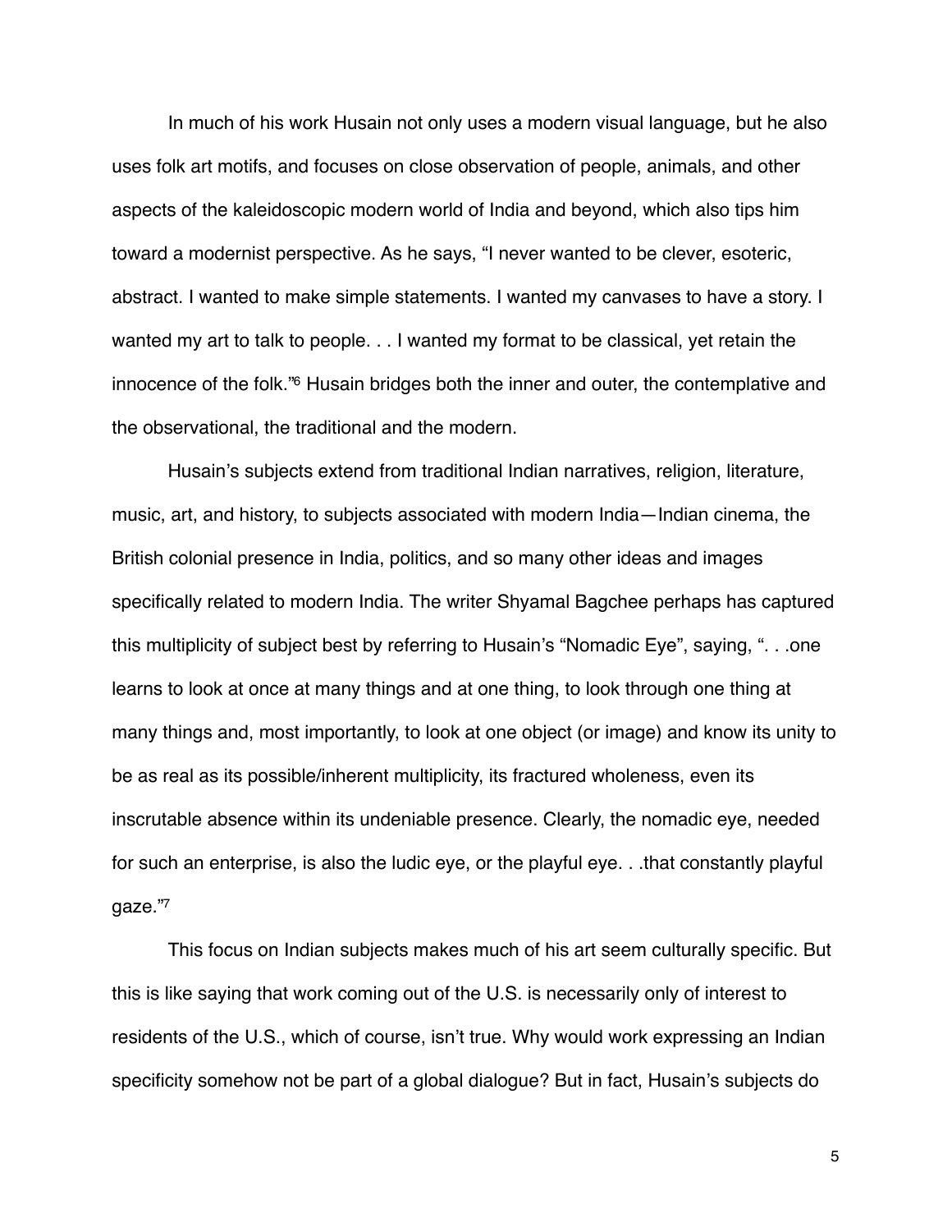In much of his work Husain not only uses a modern visual language, but he also uses folk art motifs, and focuses on close observation of people, animals, and other aspects of the kaleidoscopic modern world of India and beyond, which also tips him toward a modernist perspective. As he says, "I never wanted to be clever, esoteric, abstract. I wanted to make simple statements. I wanted my canvases to have a story. I wanted my art to talk to people. . . I wanted my format to be classical, yet retain the innocence of the folk."[6] Husain bridges both the inner and outer, the contemplative and the observational, the traditional and the modern.

Husain's subjects extend from traditional Indian narratives, religion, literature, music, art, and history, to subjects associated with modern India—Indian cinema, the British colonial presence in India, politics, and so many other ideas and images specifically related to modern India. The writer Shyamal Bagchee perhaps has captured this multiplicity of subject best by referring to Husain's "Nomadic Eye", saying, ". . .one learns to look at once at many things and at one thing, to look through one thing at many things and, most importantly, to look at one object (or image) and know its unity to be as real as its possible/inherent multiplicity, its fractured wholeness, even its inscrutable absence within its undeniable presence. Clearly, the nomadic eye, needed for such an enterprise, is also the ludic eye, or the playful eye. . .that constantly playful gaze."[7]

This focus on Indian subjects makes much of his art seem culturally specific. But this is like saying that work coming out of the U.S. is necessarily only of interest to residents of the U.S., which of course, isn't true. Why would work expressing an Indian specificity somehow not be part of a global dialogue? But in fact, Husain's subjects do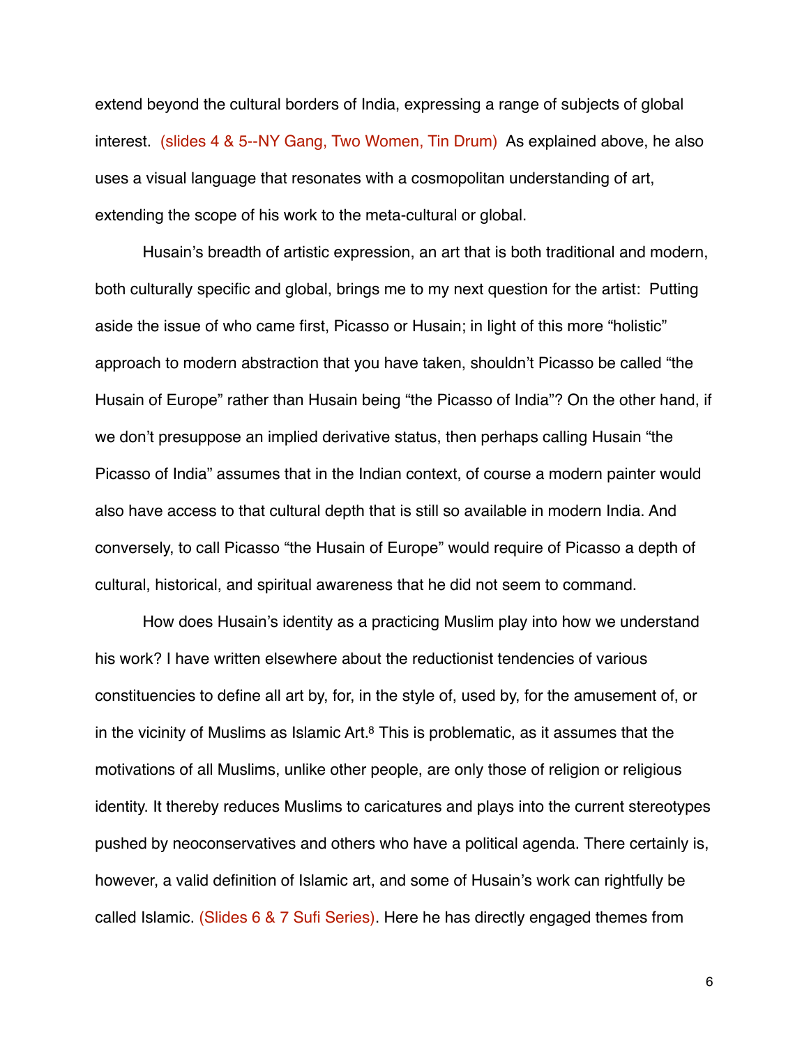extend beyond the cultural borders of India, expressing a range of subjects of global interest. (slides 4 & 5--NY Gang, Two Women, Tin Drum) As explained above, he also uses a visual language that resonates with a cosmopolitan understanding of art, extending the scope of his work to the meta-cultural or global.

Husain's breadth of artistic expression, an art that is both traditional and modern, both culturally specific and global, brings me to my next question for the artist: Putting aside the issue of who came first, Picasso or Husain; in light of this more "holistic" approach to modern abstraction that you have taken, shouldn't Picasso be called "the Husain of Europe" rather than Husain being "the Picasso of India"? On the other hand, if we don't presuppose an implied derivative status, then perhaps calling Husain "the Picasso of India" assumes that in the Indian context, of course a modern painter would also have access to that cultural depth that is still so available in modern India. And conversely, to call Picasso "the Husain of Europe" would require of Picasso a depth of cultural, historical, and spiritual awareness that he did not seem to command.

How does Husain's identity as a practicing Muslim play into how we understand his work? I have written elsewhere about the reductionist tendencies of various constituencies to define all art by, for, in the style of, used by, for the amusement of, or in the vicinity of Muslims as Islamic Art.[8] This is problematic, as it assumes that the motivations of all Muslims, unlike other people, are only those of religion or religious identity. It thereby reduces Muslims to caricatures and plays into the current stereotypes pushed by neoconservatives and others who have a political agenda. There certainly is, however, a valid definition of Islamic art, and some of Husain's work can rightfully be called Islamic. (Slides 6 & 7 Sufi Series). Here he has directly engaged themes from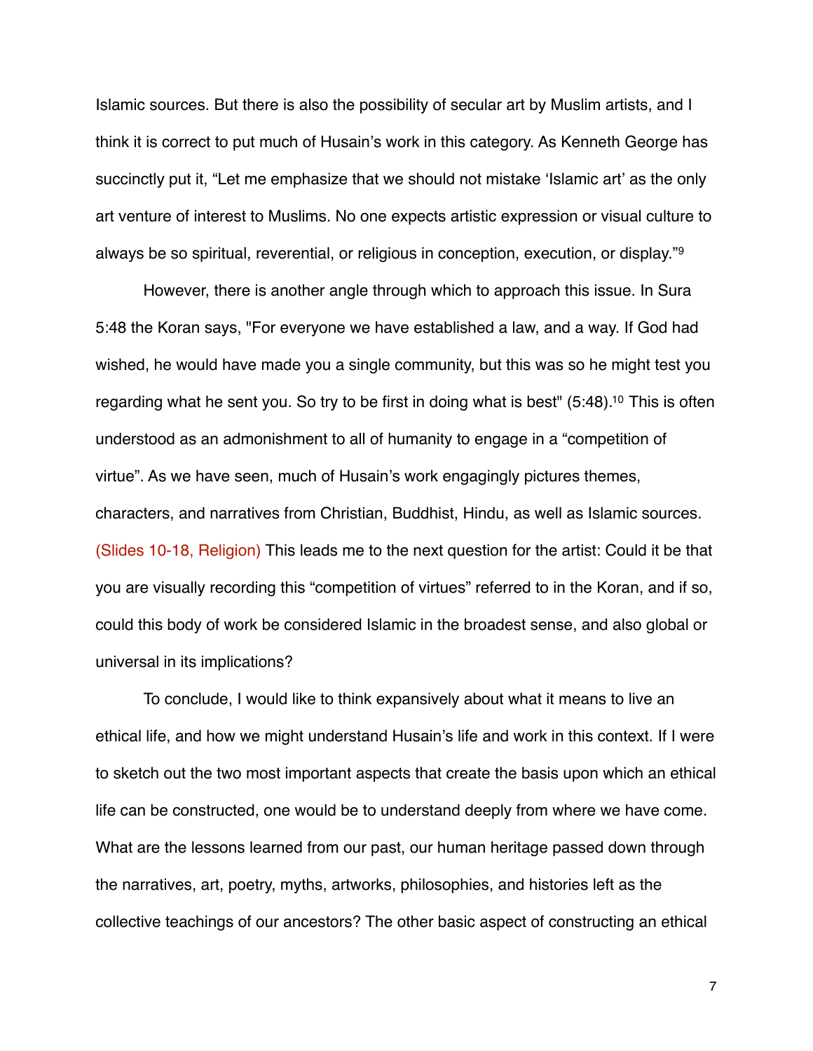Islamic sources. But there is also the possibility of secular art by Muslim artists, and I think it is correct to put much of Husain's work in this category. As Kenneth George has succinctly put it, "Let me emphasize that we should not mistake 'Islamic art' as the only art venture of interest to Muslims. No one expects artistic expression or visual culture to always be so spiritual, reverential, or religious in conception, execution, or display."[9]

However, there is another angle through which to approach this issue. In Sura 5:48 the Koran says, "For everyone we have established a law, and a way. If God had wished, he would have made you a single community, but this was so he might test you regarding what he sent you. So try to be first in doing what is best" (5:48).[10] This is often understood as an admonishment to all of humanity to engage in a "competition of virtue". As we have seen, much of Husain's work engagingly pictures themes, characters, and narratives from Christian, Buddhist, Hindu, as well as Islamic sources. (Slides 10-18, Religion) This leads me to the next question for the artist: Could it be that you are visually recording this "competition of virtues" referred to in the Koran, and if so, could this body of work be considered Islamic in the broadest sense, and also global or universal in its implications?

To conclude, I would like to think expansively about what it means to live an ethical life, and how we might understand Husain's life and work in this context. If I were to sketch out the two most important aspects that create the basis upon which an ethical life can be constructed, one would be to understand deeply from where we have come. What are the lessons learned from our past, our human heritage passed down through the narratives, art, poetry, myths, artworks, philosophies, and histories left as the collective teachings of our ancestors? The other basic aspect of constructing an ethical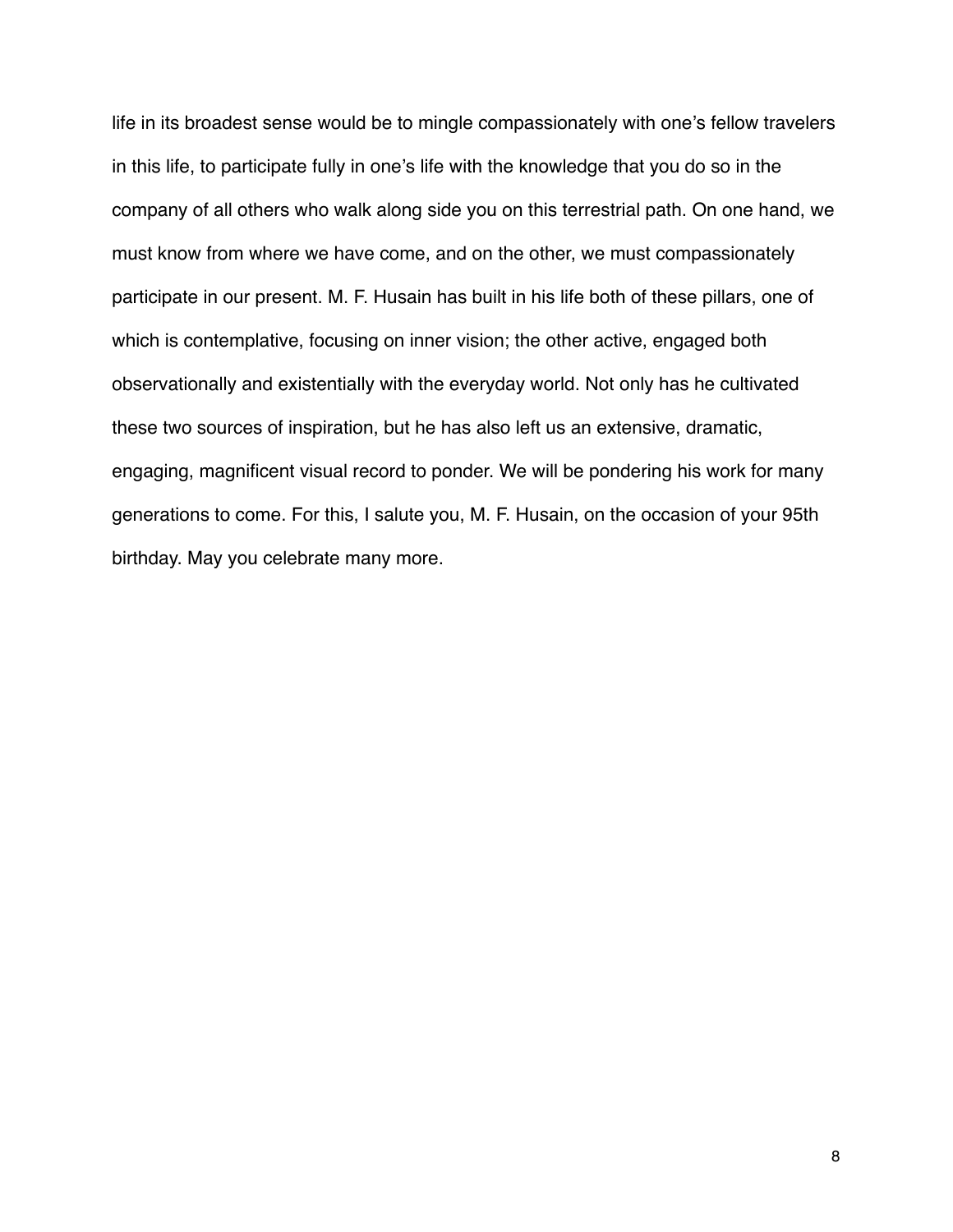life in its broadest sense would be to mingle compassionately with one's fellow travelers in this life, to participate fully in one's life with the knowledge that you do so in the company of all others who walk along side you on this terrestrial path. On one hand, we must know from where we have come, and on the other, we must compassionately participate in our present. M. F. Husain has built in his life both of these pillars, one of which is contemplative, focusing on inner vision; the other active, engaged both observationally and existentially with the everyday world. Not only has he cultivated these two sources of inspiration, but he has also left us an extensive, dramatic, engaging, magnificent visual record to ponder. We will be pondering his work for many generations to come. For this, I salute you, M. F. Husain, on the occasion of your 95th birthday. May you celebrate many more.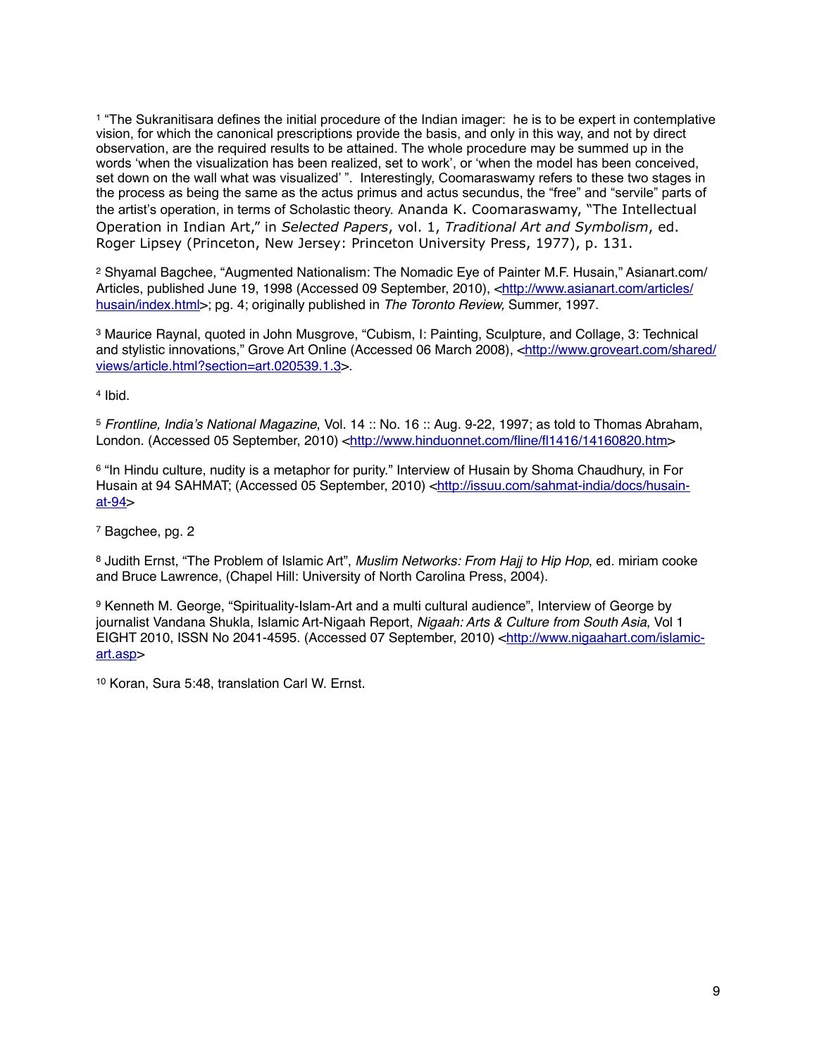[1] "The Sukranitisara defines the initial procedure of the Indian imager: he is to be expert in contemplative vision, for which the canonical prescriptions provide the basis, and only in this way, and not by direct observation, are the required results to be attained. The whole procedure may be summed up in the words 'when the visualization has been realized, set to work', or 'when the model has been conceived, set down on the wall what was visualized' ". Interestingly, Coomaraswamy refers to these two stages in the process as being the same as the actus primus and actus secundus, the "free" and "servile" parts of the artist's operation, in terms of Scholastic theory. Ananda K. Coomaraswamy, "The Intellectual Operation in Indian Art," in *Selected Papers*, vol. 1, *Traditional Art and Symbolism*, ed. Roger Lipsey (Princeton, New Jersey: Princeton University Press, 1977), p. 131.

[2] Shyamal Bagchee, "Augmented Nationalism: The Nomadic Eye of Painter M.F. Husain," Asianart.com/Articles, published June 19, 1998 (Accessed 09 September, 2010), <http://www.asianart.com/articles/husain/index.html>; pg. 4; originally published in *The Toronto Review,* Summer, 1997.

[3] Maurice Raynal, quoted in John Musgrove, "Cubism, I: Painting, Sculpture, and Collage, 3: Technical and stylistic innovations," Grove Art Online (Accessed 06 March 2008), <http://www.groveart.com/shared/views/article.html?section=art.020539.1.3>.

[4] Ibid.

[5] *Frontline, India's National Magazine*, Vol. 14 :: No. 16 :: Aug. 9-22, 1997; as told to Thomas Abraham, London. (Accessed 05 September, 2010) <http://www.hinduonnet.com/fline/fl1416/14160820.htm>

[6] "In Hindu culture, nudity is a metaphor for purity." Interview of Husain by Shoma Chaudhury, in For Husain at 94 SAHMAT; (Accessed 05 September, 2010) <http://issuu.com/sahmat-india/docs/husain-at-94>

[7] Bagchee, pg. 2

[8] Judith Ernst, "The Problem of Islamic Art", *Muslim Networks: From Hajj to Hip Hop*, ed. miriam cooke and Bruce Lawrence, (Chapel Hill: University of North Carolina Press, 2004).

[9] Kenneth M. George, "Spirituality-Islam-Art and a multi cultural audience", Interview of George by journalist Vandana Shukla, Islamic Art-Nigaah Report, *Nigaah: Arts & Culture from South Asia*, Vol 1 EIGHT 2010, ISSN No 2041-4595. (Accessed 07 September, 2010) <http://www.nigaahart.com/islamic-art.asp>

[10] Koran, Sura 5:48, translation Carl W. Ernst.